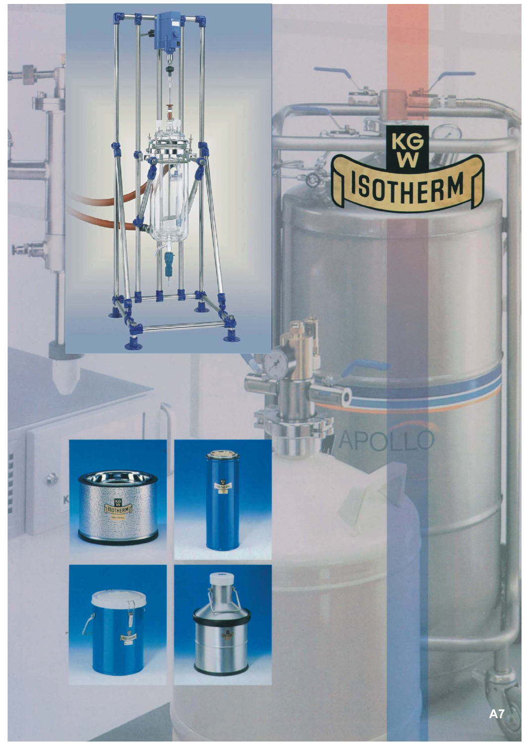KGW

ISOTHERM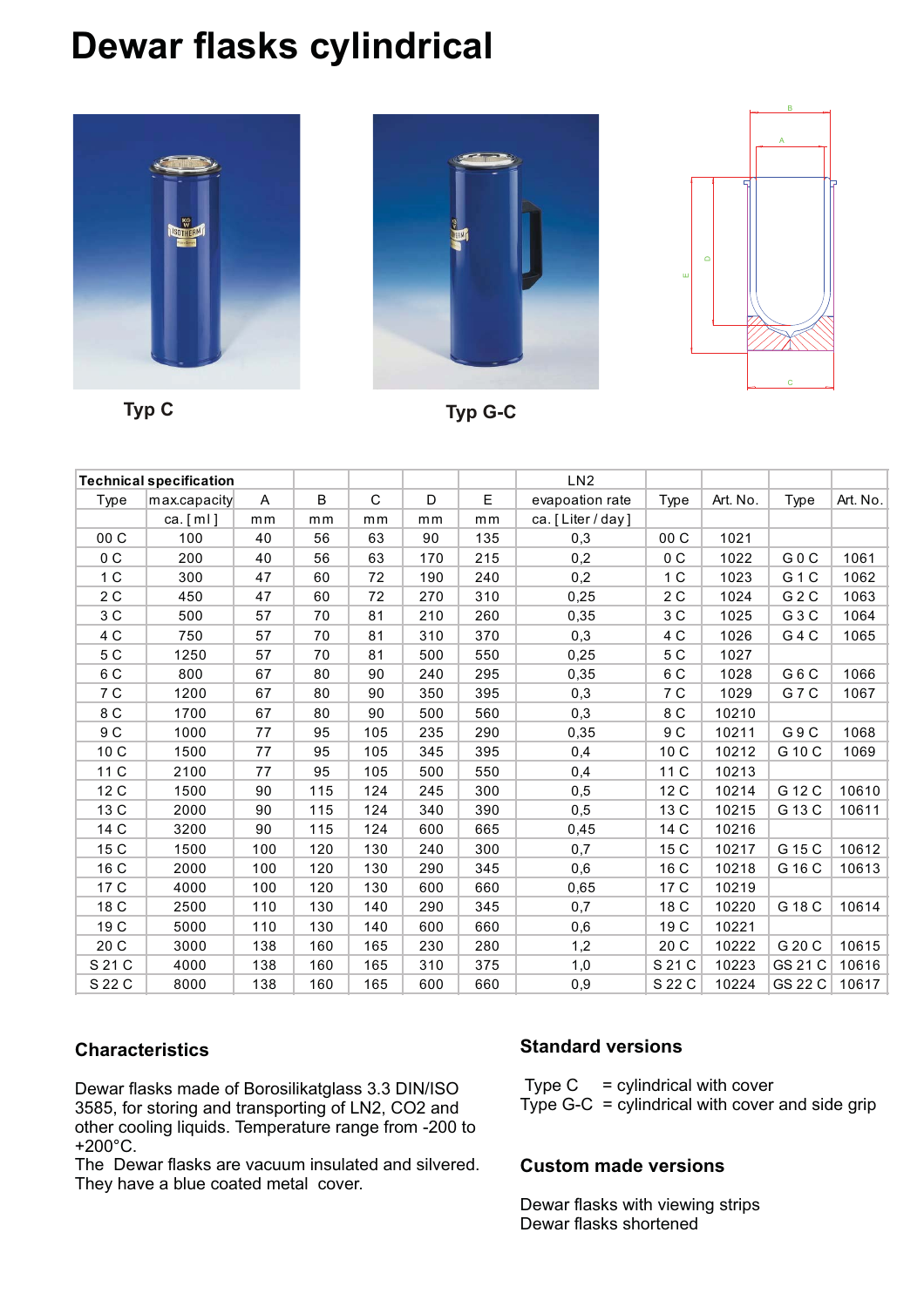# Dewar flasks cylindrical

Typ C

Typ G-C

| Technical specification | | | | | | | LN2 | | | | |
|---|---|---|---|---|---|---|---|---|---|---|---|
| Type | max.capacity | A | B | C | D | E | evapoation rate | Type | Art. No. | Type | Art. No. |
| | ca. [ ml ] | mm | mm | mm | mm | mm | ca. [ Liter / day ] | | | | |
| 00 C | 100 | 40 | 56 | 63 | 90 | 135 | 0,3 | 00 C | 1021 | | |
| 0 C | 200 | 40 | 56 | 63 | 170 | 215 | 0,2 | 0 C | 1022 | G 0 C | 1061 |
| 1 C | 300 | 47 | 60 | 72 | 190 | 240 | 0,2 | 1 C | 1023 | G 1 C | 1062 |
| 2 C | 450 | 47 | 60 | 72 | 270 | 310 | 0,25 | 2 C | 1024 | G 2 C | 1063 |
| 3 C | 500 | 57 | 70 | 81 | 210 | 260 | 0,35 | 3 C | 1025 | G 3 C | 1064 |
| 4 C | 750 | 57 | 70 | 81 | 310 | 370 | 0,3 | 4 C | 1026 | G 4 C | 1065 |
| 5 C | 1250 | 57 | 70 | 81 | 500 | 550 | 0,25 | 5 C | 1027 | | |
| 6 C | 800 | 67 | 80 | 90 | 240 | 295 | 0,35 | 6 C | 1028 | G 6 C | 1066 |
| 7 C | 1200 | 67 | 80 | 90 | 350 | 395 | 0,3 | 7 C | 1029 | G 7 C | 1067 |
| 8 C | 1700 | 67 | 80 | 90 | 500 | 560 | 0,3 | 8 C | 10210 | | |
| 9 C | 1000 | 77 | 95 | 105 | 235 | 290 | 0,35 | 9 C | 10211 | G 9 C | 1068 |
| 10 C | 1500 | 77 | 95 | 105 | 345 | 395 | 0,4 | 10 C | 10212 | G 10 C | 1069 |
| 11 C | 2100 | 77 | 95 | 105 | 500 | 550 | 0,4 | 11 C | 10213 | | |
| 12 C | 1500 | 90 | 115 | 124 | 245 | 300 | 0,5 | 12 C | 10214 | G 12 C | 10610 |
| 13 C | 2000 | 90 | 115 | 124 | 340 | 390 | 0,5 | 13 C | 10215 | G 13 C | 10611 |
| 14 C | 3200 | 90 | 115 | 124 | 600 | 665 | 0,45 | 14 C | 10216 | | |
| 15 C | 1500 | 100 | 120 | 130 | 240 | 300 | 0,7 | 15 C | 10217 | G 15 C | 10612 |
| 16 C | 2000 | 100 | 120 | 130 | 290 | 345 | 0,6 | 16 C | 10218 | G 16 C | 10613 |
| 17 C | 4000 | 100 | 120 | 130 | 600 | 660 | 0,65 | 17 C | 10219 | | |
| 18 C | 2500 | 110 | 130 | 140 | 290 | 345 | 0,7 | 18 C | 10220 | G 18 C | 10614 |
| 19 C | 5000 | 110 | 130 | 140 | 600 | 660 | 0,6 | 19 C | 10221 | | |
| 20 C | 3000 | 138 | 160 | 165 | 230 | 280 | 1,2 | 20 C | 10222 | G 20 C | 10615 |
| S 21 C | 4000 | 138 | 160 | 165 | 310 | 375 | 1,0 | S 21 C | 10223 | GS 21 C | 10616 |
| S 22 C | 8000 | 138 | 160 | 165 | 600 | 660 | 0,9 | S 22 C | 10224 | GS 22 C | 10617 |

## Characteristics

Dewar flasks made of Borosilikatglass 3.3 DIN/ISO 3585, for storing and transporting of LN2, CO2 and other cooling liquids. Temperature range from -200 to +200°C.
The Dewar flasks are vacuum insulated and silvered. They have a blue coated metal cover.

## Standard versions

Type C = cylindrical with cover
Type G-C = cylindrical with cover and side grip

## Custom made versions

Dewar flasks with viewing strips
Dewar flasks shortened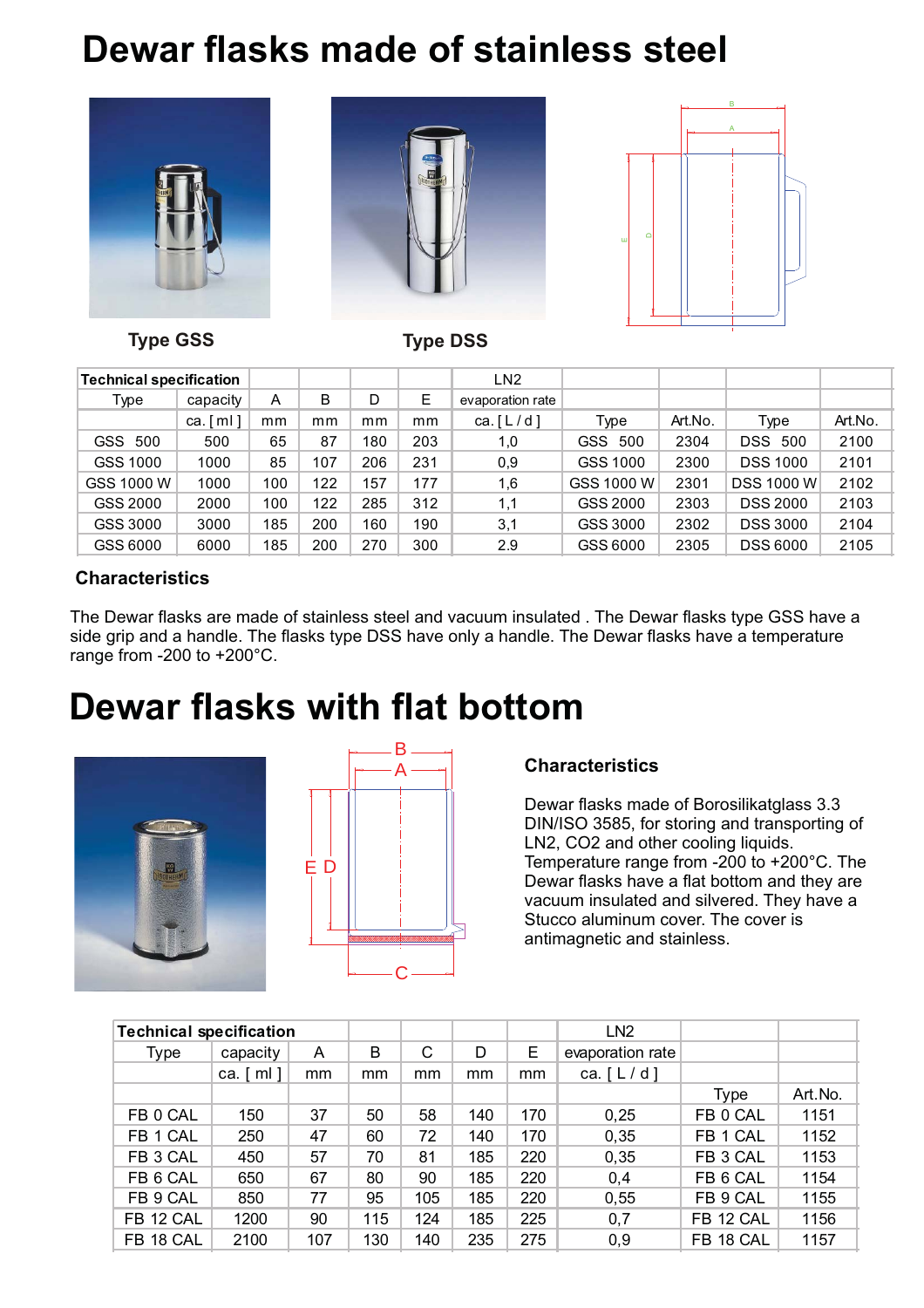# Dewar flasks made of stainless steel

Type GSS

Type DSS

| Technical specification | | | | | | LN2 | | | | |
|---|---|---|---|---|---|---|---|---|---|---|
| Type | capacity | A | B | D | E | evaporation rate | | | | |
| | ca. [ ml ] | mm | mm | mm | mm | ca. [ L / d ] | Type | Art.No. | Type | Art.No. |
| GSS 500 | 500 | 65 | 87 | 180 | 203 | 1,0 | GSS 500 | 2304 | DSS 500 | 2100 |
| GSS 1000 | 1000 | 85 | 107 | 206 | 231 | 0,9 | GSS 1000 | 2300 | DSS 1000 | 2101 |
| GSS 1000 W | 1000 | 100 | 122 | 157 | 177 | 1,6 | GSS 1000 W | 2301 | DSS 1000 W | 2102 |
| GSS 2000 | 2000 | 100 | 122 | 285 | 312 | 1,1 | GSS 2000 | 2303 | DSS 2000 | 2103 |
| GSS 3000 | 3000 | 185 | 200 | 160 | 190 | 3,1 | GSS 3000 | 2302 | DSS 3000 | 2104 |
| GSS 6000 | 6000 | 185 | 200 | 270 | 300 | 2.9 | GSS 6000 | 2305 | DSS 6000 | 2105 |

### Characteristics

The Dewar flasks are made of stainless steel and vacuum insulated . The Dewar flasks type GSS have a side grip and a handle. The flasks type DSS have only a handle. The Dewar flasks have a temperature range from -200 to +200°C.

# Dewar flasks with flat bottom

### Characteristics

Dewar flasks made of Borosilikatglass 3.3 DIN/ISO 3585, for storing and transporting of LN2, CO2 and other cooling liquids. Temperature range from -200 to +200°C. The Dewar flasks have a flat bottom and they are vacuum insulated and silvered. They have a Stucco aluminum cover. The cover is antimagnetic and stainless.

| Technical specification | | | | | | | LN2 | | |
|---|---|---|---|---|---|---|---|---|---|
| Type | capacity | A | B | C | D | E | evaporation rate | | |
| | ca. [ ml ] | mm | mm | mm | mm | mm | ca. [ L / d ] | | |
| | | | | | | | | Type | Art.No. |
| FB 0 CAL | 150 | 37 | 50 | 58 | 140 | 170 | 0,25 | FB 0 CAL | 1151 |
| FB 1 CAL | 250 | 47 | 60 | 72 | 140 | 170 | 0,35 | FB 1 CAL | 1152 |
| FB 3 CAL | 450 | 57 | 70 | 81 | 185 | 220 | 0,35 | FB 3 CAL | 1153 |
| FB 6 CAL | 650 | 67 | 80 | 90 | 185 | 220 | 0,4 | FB 6 CAL | 1154 |
| FB 9 CAL | 850 | 77 | 95 | 105 | 185 | 220 | 0,55 | FB 9 CAL | 1155 |
| FB 12 CAL | 1200 | 90 | 115 | 124 | 185 | 225 | 0,7 | FB 12 CAL | 1156 |
| FB 18 CAL | 2100 | 107 | 130 | 140 | 235 | 275 | 0,9 | FB 18 CAL | 1157 |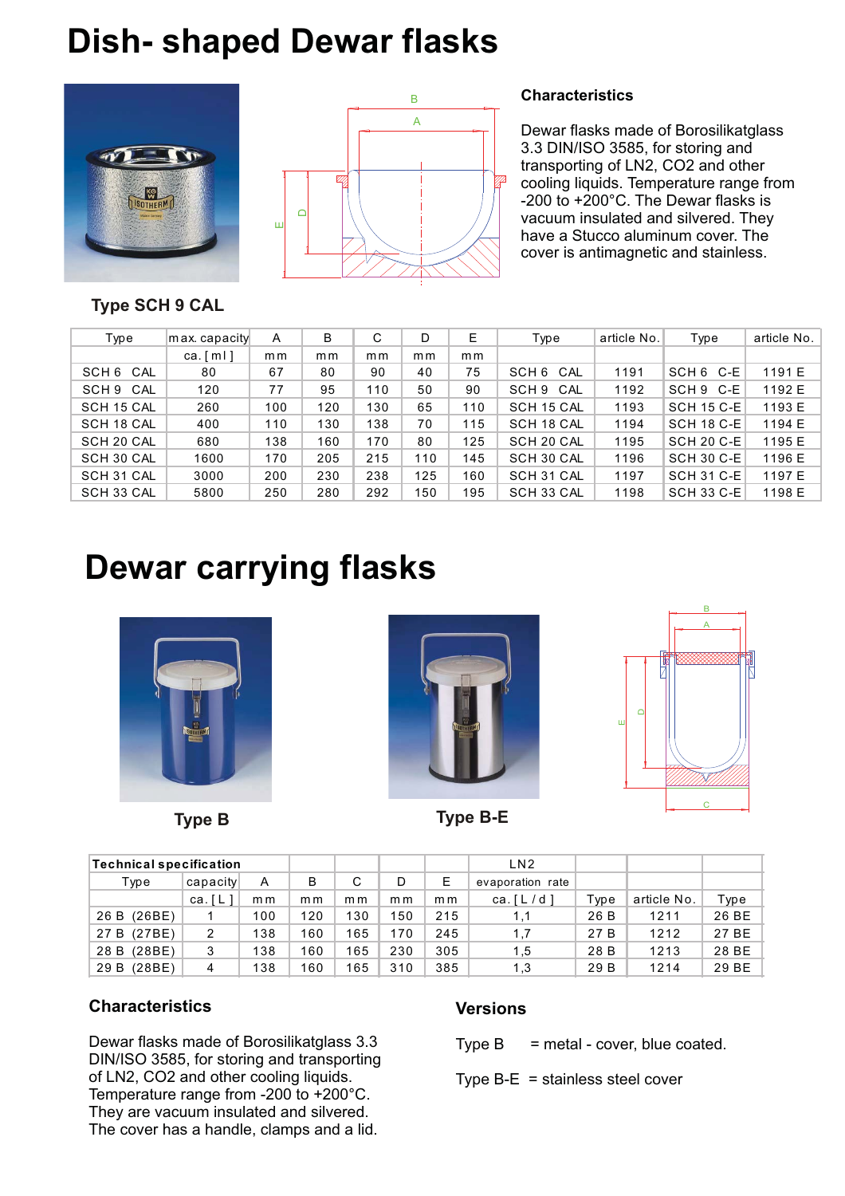# Dish- shaped Dewar flasks

## Characteristics

Dewar flasks made of Borosilikatglass 3.3 DIN/ISO 3585, for storing and transporting of LN2, CO2 and other cooling liquids. Temperature range from -200 to +200°C. The Dewar flasks is vacuum insulated and silvered. They have a Stucco aluminum cover. The cover is antimagnetic and stainless.

**Type SCH 9 CAL**

| Type | max. capacity | A | B | C | D | E | Type | article No. | Type | article No. |
|---|---|---|---|---|---|---|---|---|---|---|
| | ca. [ ml ] | mm | mm | mm | mm | mm | | | | |
| SCH 6 CAL | 80 | 67 | 80 | 90 | 40 | 75 | SCH 6 CAL | 1191 | SCH 6 C-E | 1191 E |
| SCH 9 CAL | 120 | 77 | 95 | 110 | 50 | 90 | SCH 9 CAL | 1192 | SCH 9 C-E | 1192 E |
| SCH 15 CAL | 260 | 100 | 120 | 130 | 65 | 110 | SCH 15 CAL | 1193 | SCH 15 C-E | 1193 E |
| SCH 18 CAL | 400 | 110 | 130 | 138 | 70 | 115 | SCH 18 CAL | 1194 | SCH 18 C-E | 1194 E |
| SCH 20 CAL | 680 | 138 | 160 | 170 | 80 | 125 | SCH 20 CAL | 1195 | SCH 20 C-E | 1195 E |
| SCH 30 CAL | 1600 | 170 | 205 | 215 | 110 | 145 | SCH 30 CAL | 1196 | SCH 30 C-E | 1196 E |
| SCH 31 CAL | 3000 | 200 | 230 | 238 | 125 | 160 | SCH 31 CAL | 1197 | SCH 31 C-E | 1197 E |
| SCH 33 CAL | 5800 | 250 | 280 | 292 | 150 | 195 | SCH 33 CAL | 1198 | SCH 33 C-E | 1198 E |

# Dewar carrying flasks

**Type B**

**Type B-E**

| Technical specification | | | | | | | LN2 | | | |
|---|---|---|---|---|---|---|---|---|---|---|
| Type | capacity | A | B | C | D | E | evaporation rate | | | |
| | ca. [ L ] | mm | mm | mm | mm | mm | ca. [ L / d ] | Type | article No. | Type |
| 26 B (26BE) | 1 | 100 | 120 | 130 | 150 | 215 | 1,1 | 26 B | 1211 | 26 BE |
| 27 B (27BE) | 2 | 138 | 160 | 165 | 170 | 245 | 1,7 | 27 B | 1212 | 27 BE |
| 28 B (28BE) | 3 | 138 | 160 | 165 | 230 | 305 | 1,5 | 28 B | 1213 | 28 BE |
| 29 B (28BE) | 4 | 138 | 160 | 165 | 310 | 385 | 1,3 | 29 B | 1214 | 29 BE |

## Characteristics

Dewar flasks made of Borosilikatglass 3.3 DIN/ISO 3585, for storing and transporting of LN2, CO2 and other cooling liquids. Temperature range from -200 to +200°C. They are vacuum insulated and silvered. The cover has a handle, clamps and a lid.

## Versions

Type B = metal - cover, blue coated.

Type B-E = stainless steel cover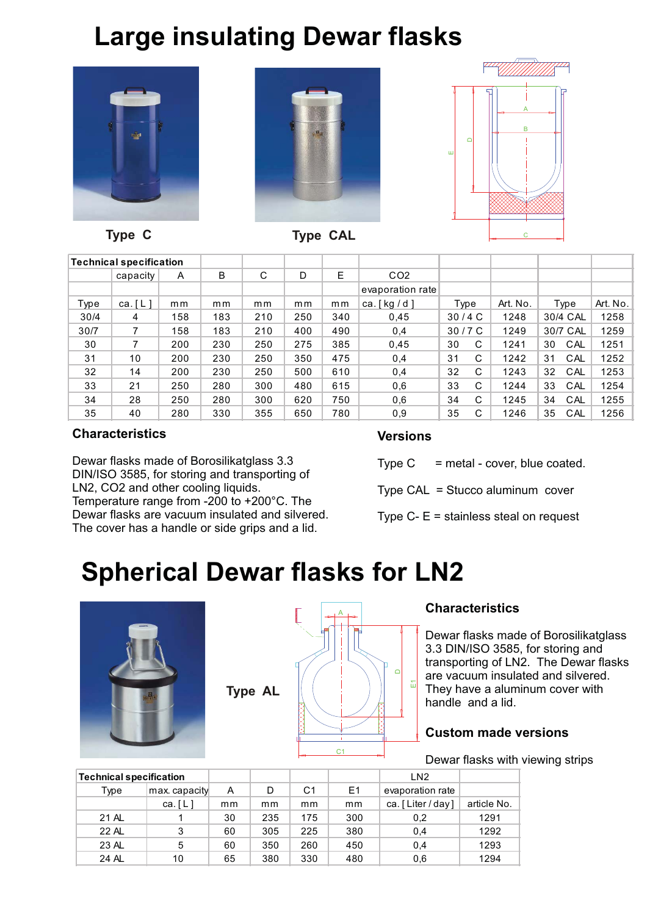# Large insulating Dewar flasks

Type C

Type CAL

| Technical specification | | | | | | | | | | | |
|---|---|---|---|---|---|---|---|---|---|---|---|
| | capacity | A | B | C | D | E | $CO_2$ | | | | |
| | | | | | | | evaporation rate | | | | |
| Type | ca. [ L ] | mm | mm | mm | mm | mm | ca. [ kg / d ] | Type | Art. No. | Type | Art. No. |
| 30/4 | 4 | 158 | 183 | 210 | 250 | 340 | 0,45 | 30 / 4 C | 1248 | 30/4 CAL | 1258 |
| 30/7 | 7 | 158 | 183 | 210 | 400 | 490 | 0,4 | 30 / 7 C | 1249 | 30/7 CAL | 1259 |
| 30 | 7 | 200 | 230 | 250 | 275 | 385 | 0,45 | 30 C | 1241 | 30 CAL | 1251 |
| 31 | 10 | 200 | 230 | 250 | 350 | 475 | 0,4 | 31 C | 1242 | 31 CAL | 1252 |
| 32 | 14 | 200 | 230 | 250 | 500 | 610 | 0,4 | 32 C | 1243 | 32 CAL | 1253 |
| 33 | 21 | 250 | 280 | 300 | 480 | 615 | 0,6 | 33 C | 1244 | 33 CAL | 1254 |
| 34 | 28 | 250 | 280 | 300 | 620 | 750 | 0,6 | 34 C | 1245 | 34 CAL | 1255 |
| 35 | 40 | 280 | 330 | 355 | 650 | 780 | 0,9 | 35 C | 1246 | 35 CAL | 1256 |

### Characteristics

Dewar flasks made of Borosilikatglass 3.3 DIN/ISO 3585, for storing and transporting of LN2, $CO_2$ and other cooling liquids. Temperature range from -200 to +200°C. The Dewar flasks are vacuum insulated and silvered. The cover has a handle or side grips and a lid.

### Versions

Type C = metal - cover, blue coated.

Type CAL = Stucco aluminum cover

Type C- E = stainless steal on request

# Spherical Dewar flasks for LN2

Type AL

### Characteristics

Dewar flasks made of Borosilikatglass 3.3 DIN/ISO 3585, for storing and transporting of LN2. The Dewar flasks are vacuum insulated and silvered. They have a aluminum cover with handle and a lid.

### Custom made versions

Dewar flasks with viewing strips

| Technical specification | | | | | | LN2 | |
|---|---|---|---|---|---|---|---|
| Type | max. capacity | A | D | C1 | E1 | evaporation rate | |
| | ca. [ L ] | mm | mm | mm | mm | ca. [ Liter / day ] | article No. |
| 21 AL | 1 | 30 | 235 | 175 | 300 | 0,2 | 1291 |
| 22 AL | 3 | 60 | 305 | 225 | 380 | 0,4 | 1292 |
| 23 AL | 5 | 60 | 350 | 260 | 450 | 0,4 | 1293 |
| 24 AL | 10 | 65 | 380 | 330 | 480 | 0,6 | 1294 |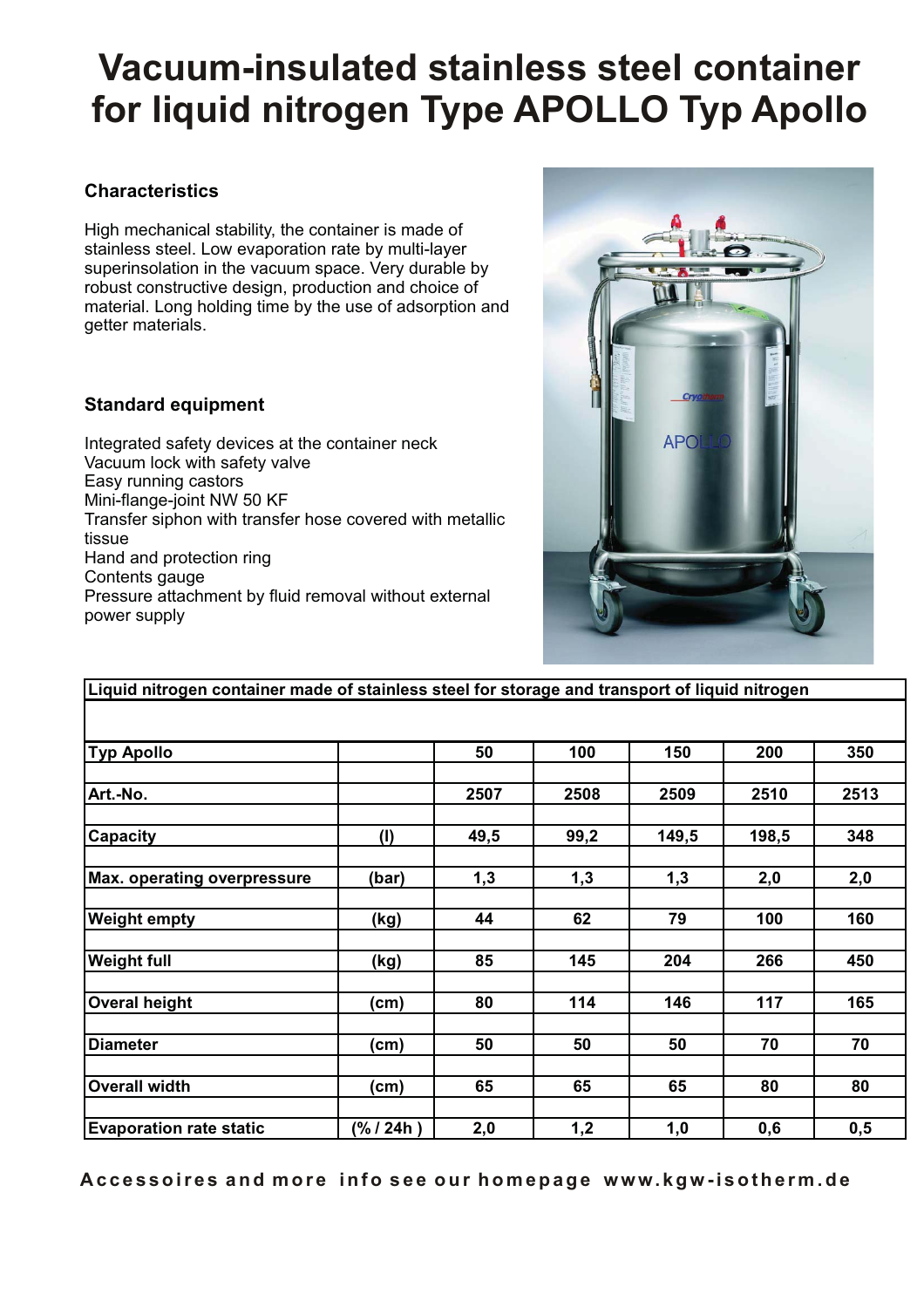# Vacuum-insulated stainless steel container for liquid nitrogen Type APOLLO Typ Apollo

### Characteristics

High mechanical stability, the container is made of stainless steel. Low evaporation rate by multi-layer superinsolation in the vacuum space. Very durable by robust constructive design, production and choice of material. Long holding time by the use of adsorption and getter materials.

### Standard equipment

Integrated safety devices at the container neck
Vacuum lock with safety valve
Easy running castors
Mini-flange-joint NW 50 KF
Transfer siphon with transfer hose covered with metallic tissue
Hand and protection ring
Contents gauge
Pressure attachment by fluid removal without external power supply

| Liquid nitrogen container made of stainless steel for storage and transport of liquid nitrogen | | | | | | |
|---|---|---|---|---|---|---|
| **Typ Apollo** | | **50** | **100** | **150** | **200** | **350** |
| **Art.-No.** | | **2507** | **2508** | **2509** | **2510** | **2513** |
| **Capacity** | **(l)** | **49,5** | **99,2** | **149,5** | **198,5** | **348** |
| **Max. operating overpressure** | **(bar)** | **1,3** | **1,3** | **1,3** | **2,0** | **2,0** |
| **Weight empty** | **(kg)** | **44** | **62** | **79** | **100** | **160** |
| **Weight full** | **(kg)** | **85** | **145** | **204** | **266** | **450** |
| **Overal height** | **(cm)** | **80** | **114** | **146** | **117** | **165** |
| **Diameter** | **(cm)** | **50** | **50** | **50** | **70** | **70** |
| **Overall width** | **(cm)** | **65** | **65** | **65** | **80** | **80** |
| **Evaporation rate static** | **(% / 24h )** | **2,0** | **1,2** | **1,0** | **0,6** | **0,5** |

**Accessoires and more info see our homepage www.kgw-isotherm.de**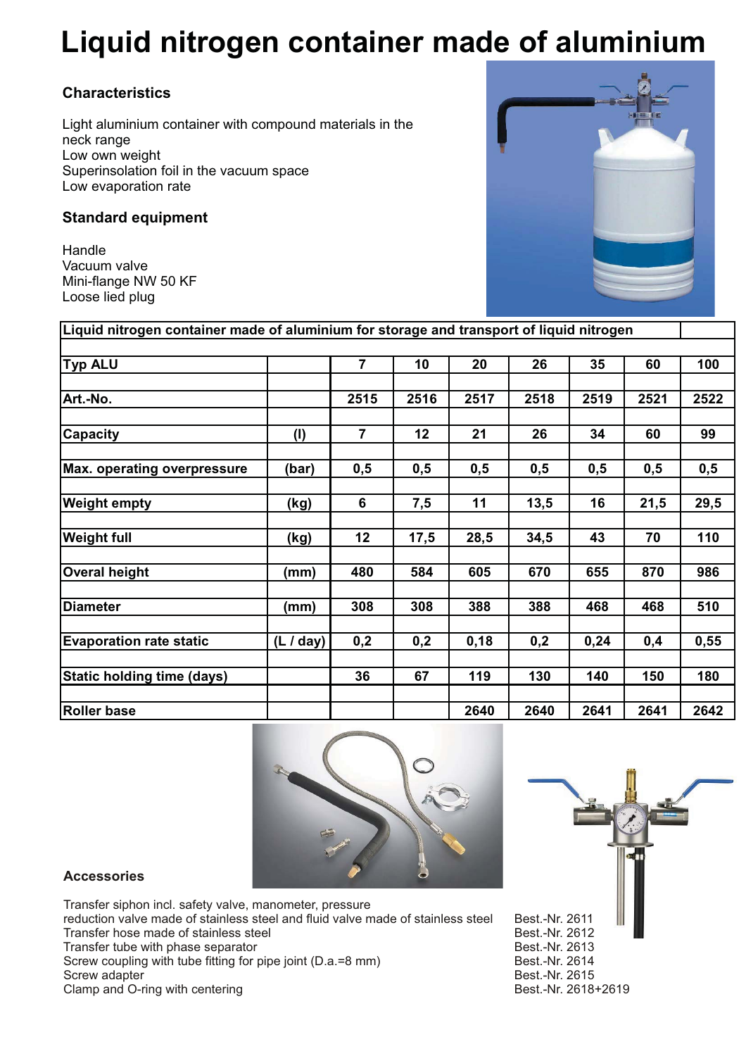# Liquid nitrogen container made of aluminium

### Characteristics

Light aluminium container with compound materials in the neck range
Low own weight
Superinsolation foil in the vacuum space
Low evaporation rate

### Standard equipment

Handle
Vacuum valve
Mini-flange NW 50 KF
Loose lied plug

| Liquid nitrogen container made of aluminium for storage and transport of liquid nitrogen | | | | | | | | |
|---|---|---|---|---|---|---|---|---|
| **Typ ALU** | | **7** | **10** | **20** | **26** | **35** | **60** | **100** |
| **Art.-No.** | | **2515** | **2516** | **2517** | **2518** | **2519** | **2521** | **2522** |
| **Capacity** | **(l)** | **7** | **12** | **21** | **26** | **34** | **60** | **99** |
| **Max. operating overpressure** | **(bar)** | **0,5** | **0,5** | **0,5** | **0,5** | **0,5** | **0,5** | **0,5** |
| **Weight empty** | **(kg)** | **6** | **7,5** | **11** | **13,5** | **16** | **21,5** | **29,5** |
| **Weight full** | **(kg)** | **12** | **17,5** | **28,5** | **34,5** | **43** | **70** | **110** |
| **Overal height** | **(mm)** | **480** | **584** | **605** | **670** | **655** | **870** | **986** |
| **Diameter** | **(mm)** | **308** | **308** | **388** | **388** | **468** | **468** | **510** |
| **Evaporation rate static** | **(L / day)** | **0,2** | **0,2** | **0,18** | **0,2** | **0,24** | **0,4** | **0,55** |
| **Static holding time (days)** | | **36** | **67** | **119** | **130** | **140** | **150** | **180** |
| **Roller base** | | | | **2640** | **2640** | **2641** | **2641** | **2642** |

### Accessories

| | |
|---|---|
| Transfer siphon incl. safety valve, manometer, pressure reduction valve made of stainless steel and fluid valve made of stainless steel | Best.-Nr. 2611 |
| Transfer hose made of stainless steel | Best.-Nr. 2612 |
| Transfer tube with phase separator | Best.-Nr. 2613 |
| Screw coupling with tube fitting for pipe joint (D.a.=8 mm) | Best.-Nr. 2614 |
| Screw adapter | Best.-Nr. 2615 |
| Clamp and O-ring with centering | Best.-Nr. 2618+2619 |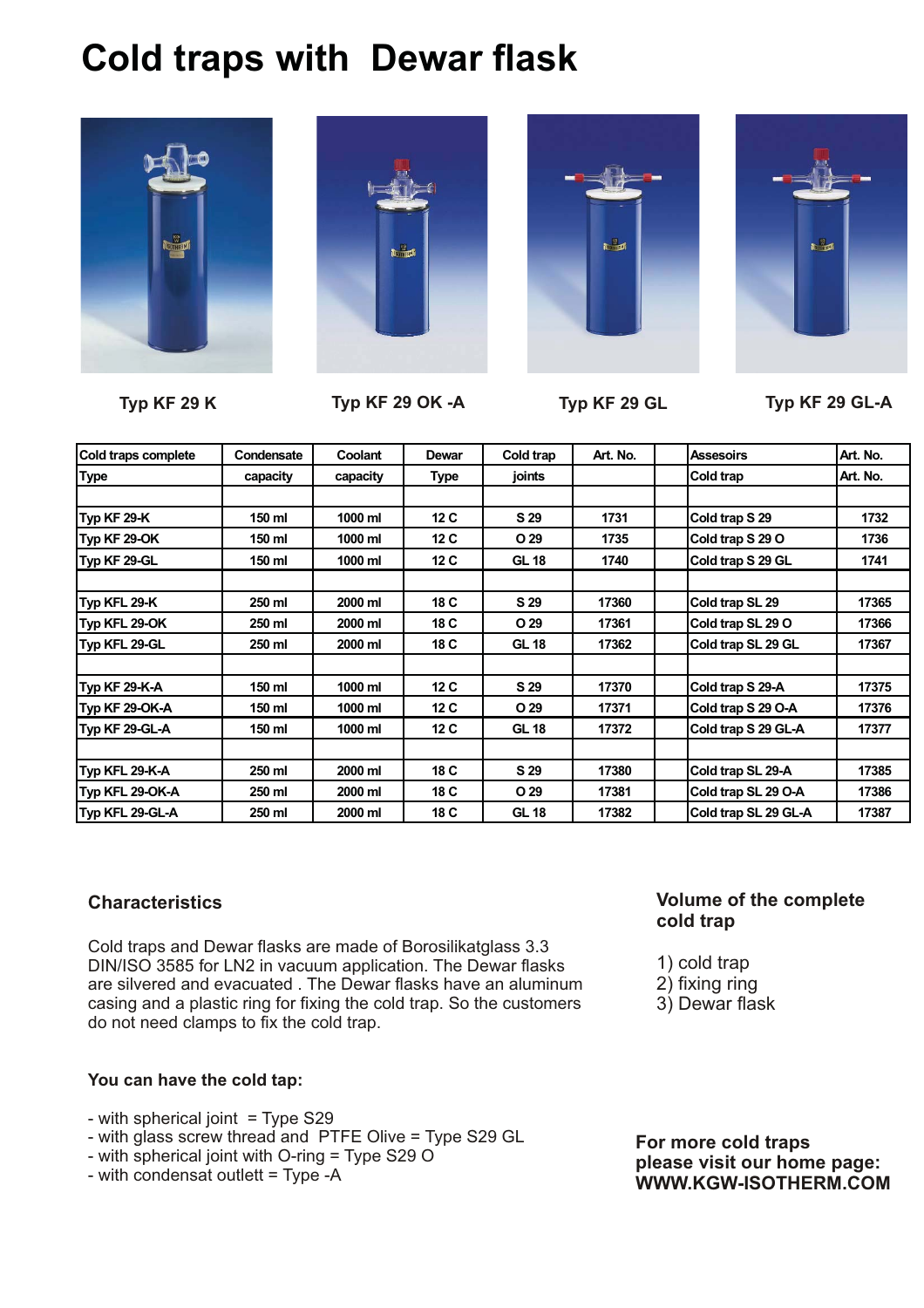# Cold traps with Dewar flask

Typ KF 29 K

Typ KF 29 OK -A

Typ KF 29 GL

Typ KF 29 GL-A

| Cold traps complete | Condensate | Coolant | Dewar | Cold trap | Art. No. | | Assesoirs | Art. No. |
|---|---|---|---|---|---|---|---|---|
| Type | capacity | capacity | Type | joints | | | Cold trap | Art. No. |
| | | | | | | | | |
| Typ KF 29-K | 150 ml | 1000 ml | 12 C | S 29 | 1731 | | Cold trap S 29 | 1732 |
| Typ KF 29-OK | 150 ml | 1000 ml | 12 C | O 29 | 1735 | | Cold trap S 29 O | 1736 |
| Typ KF 29-GL | 150 ml | 1000 ml | 12 C | GL 18 | 1740 | | Cold trap S 29 GL | 1741 |
| | | | | | | | | |
| Typ KFL 29-K | 250 ml | 2000 ml | 18 C | S 29 | 17360 | | Cold trap SL 29 | 17365 |
| Typ KFL 29-OK | 250 ml | 2000 ml | 18 C | O 29 | 17361 | | Cold trap SL 29 O | 17366 |
| Typ KFL 29-GL | 250 ml | 2000 ml | 18 C | GL 18 | 17362 | | Cold trap SL 29 GL | 17367 |
| | | | | | | | | |
| Typ KF 29-K-A | 150 ml | 1000 ml | 12 C | S 29 | 17370 | | Cold trap S 29-A | 17375 |
| Typ KF 29-OK-A | 150 ml | 1000 ml | 12 C | O 29 | 17371 | | Cold trap S 29 O-A | 17376 |
| Typ KF 29-GL-A | 150 ml | 1000 ml | 12 C | GL 18 | 17372 | | Cold trap S 29 GL-A | 17377 |
| | | | | | | | | |
| Typ KFL 29-K-A | 250 ml | 2000 ml | 18 C | S 29 | 17380 | | Cold trap SL 29-A | 17385 |
| Typ KFL 29-OK-A | 250 ml | 2000 ml | 18 C | O 29 | 17381 | | Cold trap SL 29 O-A | 17386 |
| Typ KFL 29-GL-A | 250 ml | 2000 ml | 18 C | GL 18 | 17382 | | Cold trap SL 29 GL-A | 17387 |

### Characteristics

Cold traps and Dewar flasks are made of Borosilikatglass 3.3 DIN/ISO 3585 for LN2 in vacuum application. The Dewar flasks are silvered and evacuated . The Dewar flasks have an aluminum casing and a plastic ring for fixing the cold trap. So the customers do not need clamps to fix the cold trap.

### You can have the cold tap:

- with spherical joint = Type S29
- with glass screw thread and PTFE Olive = Type S29 GL
- with spherical joint with O-ring = Type S29 O
- with condensat outlett = Type -A

### Volume of the complete cold trap

1) cold trap
2) fixing ring
3) Dewar flask

**For more cold traps please visit our home page: WWW.KGW-ISOTHERM.COM**